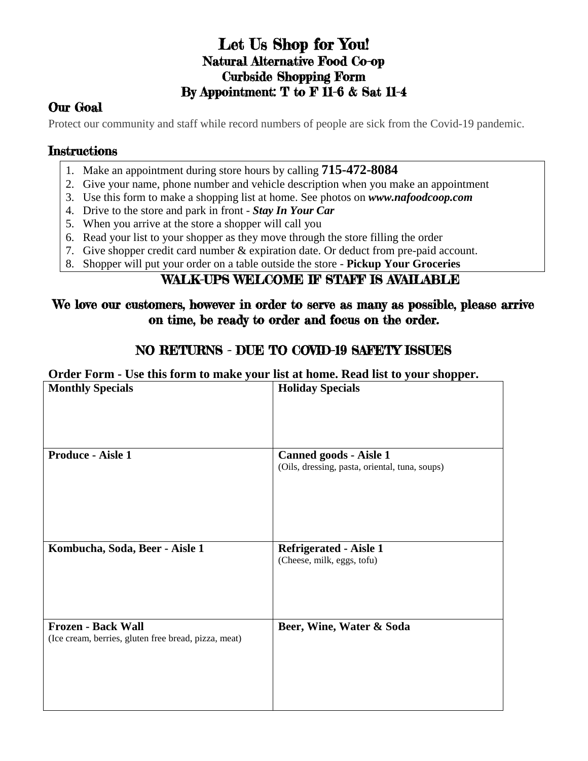# Let Us Shop for You!
## Natural Alternative Food Co-op
## Curbside Shopping Form
## By Appointment: T to F 11-6 & Sat 11-4

### Our Goal

Protect our community and staff while record numbers of people are sick from the Covid-19 pandemic.

### Instructions

1. Make an appointment during store hours by calling **715-472-8084**
2. Give your name, phone number and vehicle description when you make an appointment
3. Use this form to make a shopping list at home. See photos on ***www.nafoodcoop.com***
4. Drive to the store and park in front - ***Stay In Your Car***
5. When you arrive at the store a shopper will call you
6. Read your list to your shopper as they move through the store filling the order
7. Give shopper credit card number & expiration date. Or deduct from pre-paid account.
8. Shopper will put your order on a table outside the store - **Pickup Your Groceries**

**WALK-UPS WELCOME IF STAFF IS AVAILABLE**

**We love our customers, however in order to serve as many as possible, please arrive on time, be ready to order and focus on the order.**

**NO RETURNS - DUE TO COVID-19 SAFETY ISSUES**

**Order Form - Use this form to make your list at home. Read list to your shopper.**

| **Monthly Specials** | **Holiday Specials** |
|---|---|
| **Produce - Aisle 1** | **Canned goods - Aisle 1**<br>(Oils, dressing, pasta, oriental, tuna, soups) |
| **Kombucha, Soda, Beer - Aisle 1** | **Refrigerated - Aisle 1**<br>(Cheese, milk, eggs, tofu) |
| **Frozen - Back Wall**<br>(Ice cream, berries, gluten free bread, pizza, meat) | **Beer, Wine, Water & Soda** |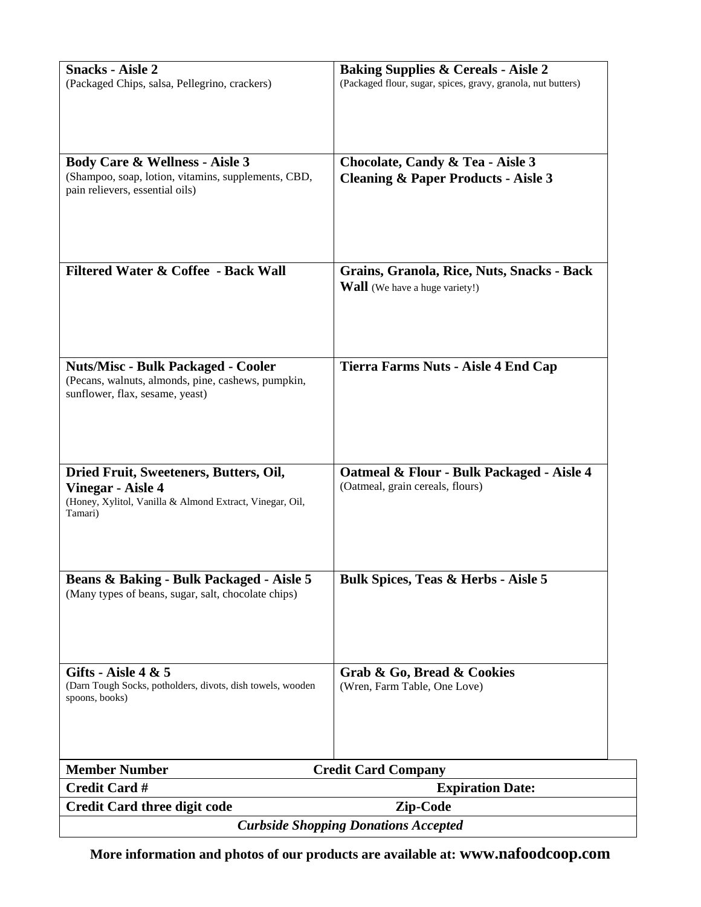| | |
|---|---|
| **Snacks - Aisle 2**<br>(Packaged Chips, salsa, Pellegrino, crackers) | **Baking Supplies & Cereals - Aisle 2**<br>(Packaged flour, sugar, spices, gravy, granola, nut butters) |
| **Body Care & Wellness - Aisle 3**<br>(Shampoo, soap, lotion, vitamins, supplements, CBD, pain relievers, essential oils) | **Chocolate, Candy & Tea - Aisle 3**<br>**Cleaning & Paper Products - Aisle 3** |
| **Filtered Water & Coffee - Back Wall** | **Grains, Granola, Rice, Nuts, Snacks - Back Wall** (We have a huge variety!) |
| **Nuts/Misc - Bulk Packaged - Cooler**<br>(Pecans, walnuts, almonds, pine, cashews, pumpkin, sunflower, flax, sesame, yeast) | **Tierra Farms Nuts - Aisle 4 End Cap** |
| **Dried Fruit, Sweeteners, Butters, Oil, Vinegar - Aisle 4**<br>(Honey, Xylitol, Vanilla & Almond Extract, Vinegar, Oil, Tamari) | **Oatmeal & Flour - Bulk Packaged - Aisle 4**<br>(Oatmeal, grain cereals, flours) |
| **Beans & Baking - Bulk Packaged - Aisle 5**<br>(Many types of beans, sugar, salt, chocolate chips) | **Bulk Spices, Teas & Herbs - Aisle 5** |
| **Gifts - Aisle 4 & 5**<br>(Darn Tough Socks, potholders, divots, dish towels, wooden spoons, books) | **Grab & Go, Bread & Cookies**<br>(Wren, Farm Table, One Love) |

| | |
|---|---|
| **Member Number** | **Credit Card Company** |
| **Credit Card #** | **Expiration Date:** |
| **Credit Card three digit code** | **Zip-Code** |
| ***Curbside Shopping Donations Accepted*** | |

**More information and photos of our products are available at: www.nafoodcoop.com**